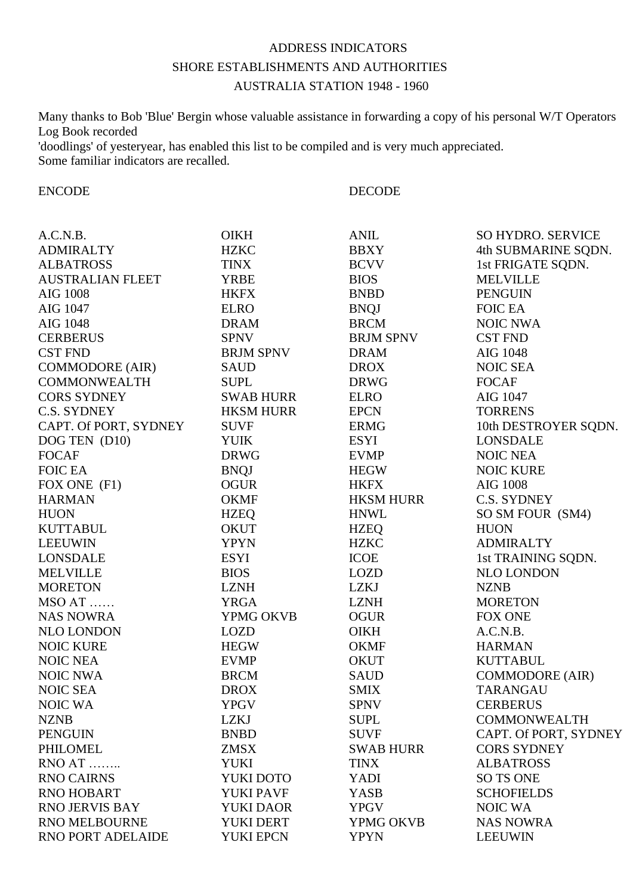ADDRESS INDICATORS

SHORE ESTABLISHMENTS AND AUTHORITIES

AUSTRALIA STATION 1948 - 1960

Many thanks to Bob 'Blue' Bergin whose valuable assistance in forwarding a copy of his personal W/T Operators Log Book recorded
'doodlings' of yesteryear, has enabled this list to be compiled and is very much appreciated.
Some familiar indicators are recalled.

| ENCODE | | DECODE | |
|---|---|---|---|
| A.C.N.B. | OIKH | ANIL | SO HYDRO. SERVICE |
| ADMIRALTY | HZKC | BBXY | 4th SUBMARINE SQDN. |
| ALBATROSS | TINX | BCVV | 1st FRIGATE SQDN. |
| AUSTRALIAN FLEET | YRBE | BIOS | MELVILLE |
| AIG 1008 | HKFX | BNBD | PENGUIN |
| AIG 1047 | ELRO | BNQJ | FOIC EA |
| AIG 1048 | DRAM | BRCM | NOIC NWA |
| CERBERUS | SPNV | BRJM SPNV | CST FND |
| CST FND | BRJM SPNV | DRAM | AIG 1048 |
| COMMODORE (AIR) | SAUD | DROX | NOIC SEA |
| COMMONWEALTH | SUPL | DRWG | FOCAF |
| CORS SYDNEY | SWAB HURR | ELRO | AIG 1047 |
| C.S. SYDNEY | HKSM HURR | EPCN | TORRENS |
| CAPT. Of PORT, SYDNEY | SUVF | ERMG | 10th DESTROYER SQDN. |
| DOG TEN (D10) | YUIK | ESYI | LONSDALE |
| FOCAF | DRWG | EVMP | NOIC NEA |
| FOIC EA | BNQJ | HEGW | NOIC KURE |
| FOX ONE (F1) | OGUR | HKFX | AIG 1008 |
| HARMAN | OKMF | HKSM HURR | C.S. SYDNEY |
| HUON | HZEQ | HNWL | SO SM FOUR (SM4) |
| KUTTABUL | OKUT | HZEQ | HUON |
| LEEUWIN | YPYN | HZKC | ADMIRALTY |
| LONSDALE | ESYI | ICOE | 1st TRAINING SQDN. |
| MELVILLE | BIOS | LOZD | NLO LONDON |
| MORETON | LZNH | LZKJ | NZNB |
| MSO AT …… | YRGA | LZNH | MORETON |
| NAS NOWRA | YPMG OKVB | OGUR | FOX ONE |
| NLO LONDON | LOZD | OIKH | A.C.N.B. |
| NOIC KURE | HEGW | OKMF | HARMAN |
| NOIC NEA | EVMP | OKUT | KUTTABUL |
| NOIC NWA | BRCM | SAUD | COMMODORE (AIR) |
| NOIC SEA | DROX | SMIX | TARANGAU |
| NOIC WA | YPGV | SPNV | CERBERUS |
| NZNB | LZKJ | SUPL | COMMONWEALTH |
| PENGUIN | BNBD | SUVF | CAPT. Of PORT, SYDNEY |
| PHILOMEL | ZMSX | SWAB HURR | CORS SYDNEY |
| RNO AT …….. | YUKI | TINX | ALBATROSS |
| RNO CAIRNS | YUKI DOTO | YADI | SO TS ONE |
| RNO HOBART | YUKI PAVF | YASB | SCHOFIELDS |
| RNO JERVIS BAY | YUKI DAOR | YPGV | NOIC WA |
| RNO MELBOURNE | YUKI DERT | YPMG OKVB | NAS NOWRA |
| RNO PORT ADELAIDE | YUKI EPCN | YPYN | LEEUWIN |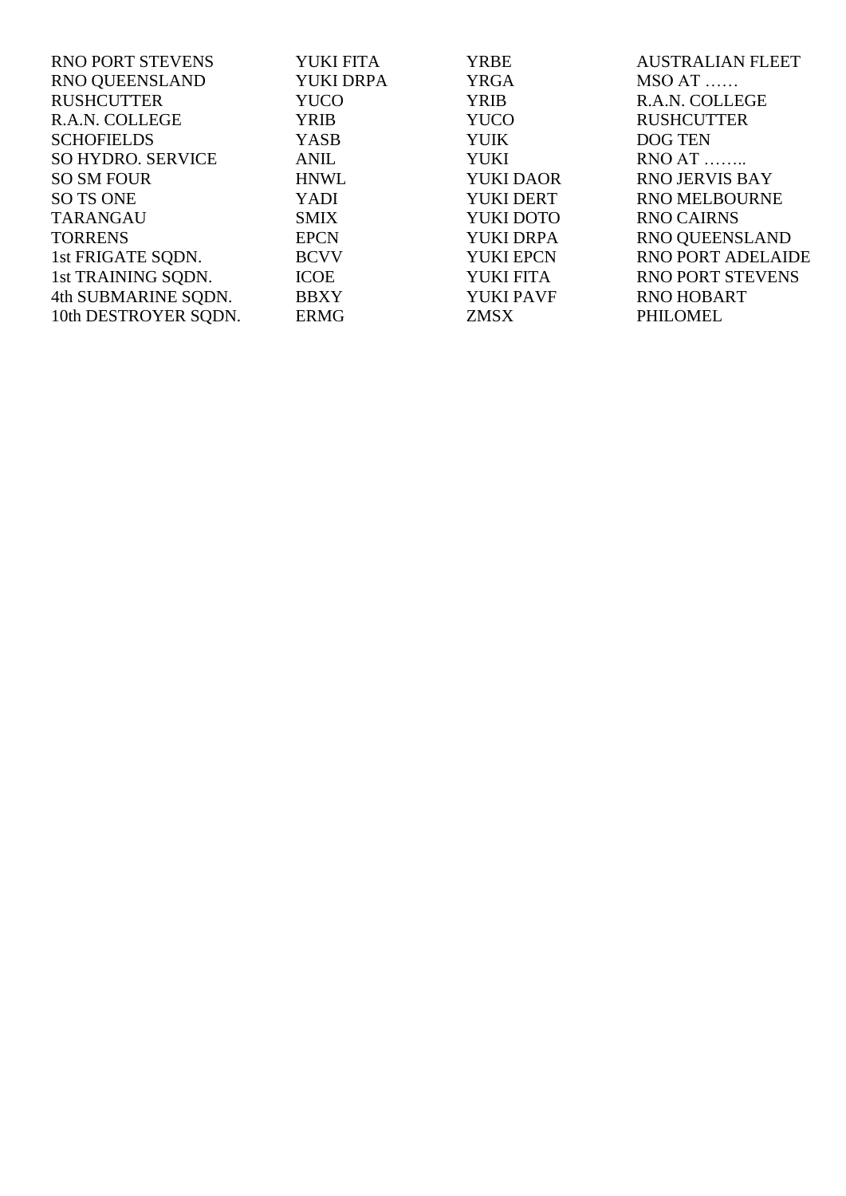| | | | |
|---|---|---|---|
| RNO PORT STEVENS | YUKI FITA | YRBE | AUSTRALIAN FLEET |
| RNO QUEENSLAND | YUKI DRPA | YRGA | MSO AT …… |
| RUSHCUTTER | YUCO | YRIB | R.A.N. COLLEGE |
| R.A.N. COLLEGE | YRIB | YUCO | RUSHCUTTER |
| SCHOFIELDS | YASB | YUIK | DOG TEN |
| SO HYDRO. SERVICE | ANIL | YUKI | RNO AT …….. |
| SO SM FOUR | HNWL | YUKI DAOR | RNO JERVIS BAY |
| SO TS ONE | YADI | YUKI DERT | RNO MELBOURNE |
| TARANGAU | SMIX | YUKI DOTO | RNO CAIRNS |
| TORRENS | EPCN | YUKI DRPA | RNO QUEENSLAND |
| 1st FRIGATE SQDN. | BCVV | YUKI EPCN | RNO PORT ADELAIDE |
| 1st TRAINING SQDN. | ICOE | YUKI FITA | RNO PORT STEVENS |
| 4th SUBMARINE SQDN. | BBXY | YUKI PAVF | RNO HOBART |
| 10th DESTROYER SQDN. | ERMG | ZMSX | PHILOMEL |